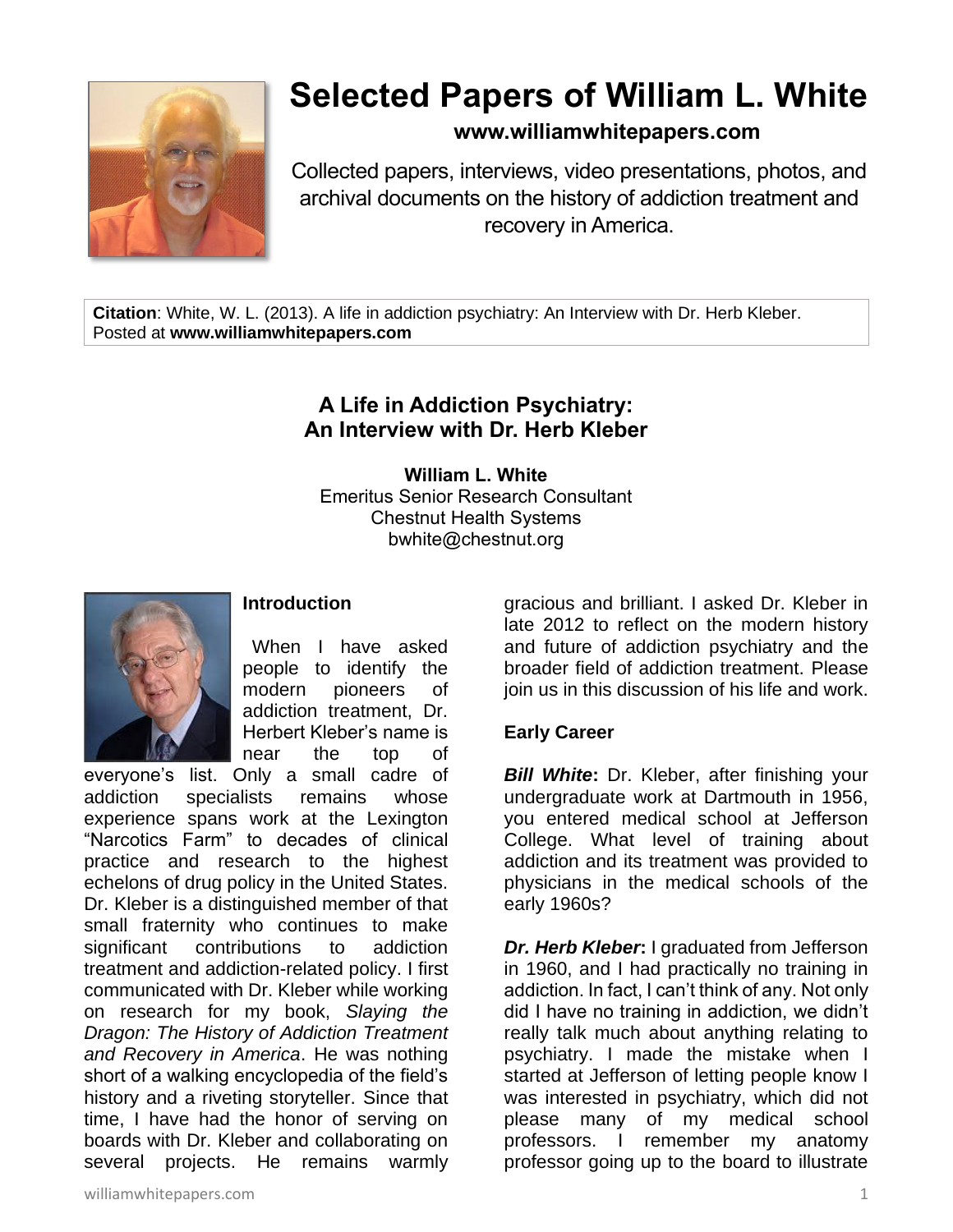# Selected Papers of William L. White

**www.williamwhitepapers.com**

Collected papers, interviews, video presentations, photos, and archival documents on the history of addiction treatment and recovery in America.

**Citation**: White, W. L. (2013). A life in addiction psychiatry: An Interview with Dr. Herb Kleber. Posted at **www.williamwhitepapers.com**

## A Life in Addiction Psychiatry: An Interview with Dr. Herb Kleber

**William L. White**
Emeritus Senior Research Consultant
Chestnut Health Systems
bwhite@chestnut.org

### Introduction

When I have asked people to identify the modern pioneers of addiction treatment, Dr. Herbert Kleber's name is near the top of everyone's list. Only a small cadre of addiction specialists remains whose experience spans work at the Lexington "Narcotics Farm" to decades of clinical practice and research to the highest echelons of drug policy in the United States. Dr. Kleber is a distinguished member of that small fraternity who continues to make significant contributions to addiction treatment and addiction-related policy. I first communicated with Dr. Kleber while working on research for my book, *Slaying the Dragon: The History of Addiction Treatment and Recovery in America*. He was nothing short of a walking encyclopedia of the field's history and a riveting storyteller. Since that time, I have had the honor of serving on boards with Dr. Kleber and collaborating on several projects. He remains warmly gracious and brilliant. I asked Dr. Kleber in late 2012 to reflect on the modern history and future of addiction psychiatry and the broader field of addiction treatment. Please join us in this discussion of his life and work.

### Early Career

***Bill White*:** Dr. Kleber, after finishing your undergraduate work at Dartmouth in 1956, you entered medical school at Jefferson College. What level of training about addiction and its treatment was provided to physicians in the medical schools of the early 1960s?

***Dr. Herb Kleber*:** I graduated from Jefferson in 1960, and I had practically no training in addiction. In fact, I can't think of any. Not only did I have no training in addiction, we didn't really talk much about anything relating to psychiatry. I made the mistake when I started at Jefferson of letting people know I was interested in psychiatry, which did not please many of my medical school professors. I remember my anatomy professor going up to the board to illustrate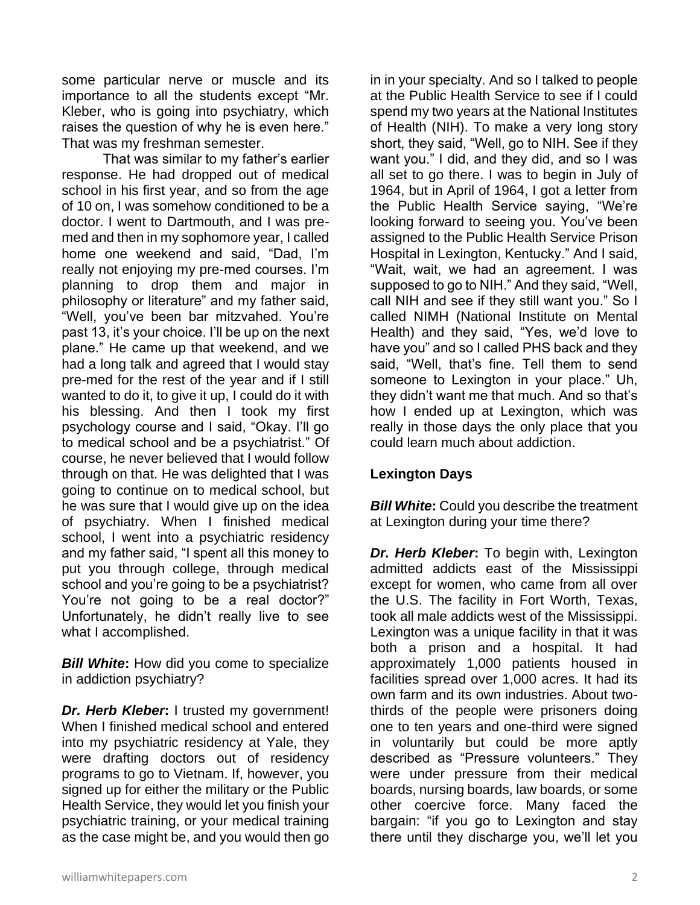some particular nerve or muscle and its importance to all the students except "Mr. Kleber, who is going into psychiatry, which raises the question of why he is even here." That was my freshman semester.

That was similar to my father's earlier response. He had dropped out of medical school in his first year, and so from the age of 10 on, I was somehow conditioned to be a doctor. I went to Dartmouth, and I was pre-med and then in my sophomore year, I called home one weekend and said, "Dad, I'm really not enjoying my pre-med courses. I'm planning to drop them and major in philosophy or literature" and my father said, "Well, you've been bar mitzvahed. You're past 13, it's your choice. I'll be up on the next plane." He came up that weekend, and we had a long talk and agreed that I would stay pre-med for the rest of the year and if I still wanted to do it, to give it up, I could do it with his blessing. And then I took my first psychology course and I said, "Okay. I'll go to medical school and be a psychiatrist." Of course, he never believed that I would follow through on that. He was delighted that I was going to continue on to medical school, but he was sure that I would give up on the idea of psychiatry. When I finished medical school, I went into a psychiatric residency and my father said, "I spent all this money to put you through college, through medical school and you're going to be a psychiatrist? You're not going to be a real doctor?" Unfortunately, he didn't really live to see what I accomplished.

***Bill White*:** How did you come to specialize in addiction psychiatry?

***Dr. Herb Kleber*:** I trusted my government! When I finished medical school and entered into my psychiatric residency at Yale, they were drafting doctors out of residency programs to go to Vietnam. If, however, you signed up for either the military or the Public Health Service, they would let you finish your psychiatric training, or your medical training as the case might be, and you would then go in in your specialty. And so I talked to people at the Public Health Service to see if I could spend my two years at the National Institutes of Health (NIH). To make a very long story short, they said, "Well, go to NIH. See if they want you." I did, and they did, and so I was all set to go there. I was to begin in July of 1964, but in April of 1964, I got a letter from the Public Health Service saying, "We're looking forward to seeing you. You've been assigned to the Public Health Service Prison Hospital in Lexington, Kentucky." And I said, "Wait, wait, we had an agreement. I was supposed to go to NIH." And they said, "Well, call NIH and see if they still want you." So I called NIMH (National Institute on Mental Health) and they said, "Yes, we'd love to have you" and so I called PHS back and they said, "Well, that's fine. Tell them to send someone to Lexington in your place." Uh, they didn't want me that much. And so that's how I ended up at Lexington, which was really in those days the only place that you could learn much about addiction.

## Lexington Days

***Bill White*:** Could you describe the treatment at Lexington during your time there?

***Dr. Herb Kleber*:** To begin with, Lexington admitted addicts east of the Mississippi except for women, who came from all over the U.S. The facility in Fort Worth, Texas, took all male addicts west of the Mississippi. Lexington was a unique facility in that it was both a prison and a hospital. It had approximately 1,000 patients housed in facilities spread over 1,000 acres. It had its own farm and its own industries. About two-thirds of the people were prisoners doing one to ten years and one-third were signed in voluntarily but could be more aptly described as "Pressure volunteers." They were under pressure from their medical boards, nursing boards, law boards, or some other coercive force. Many faced the bargain: "if you go to Lexington and stay there until they discharge you, we'll let you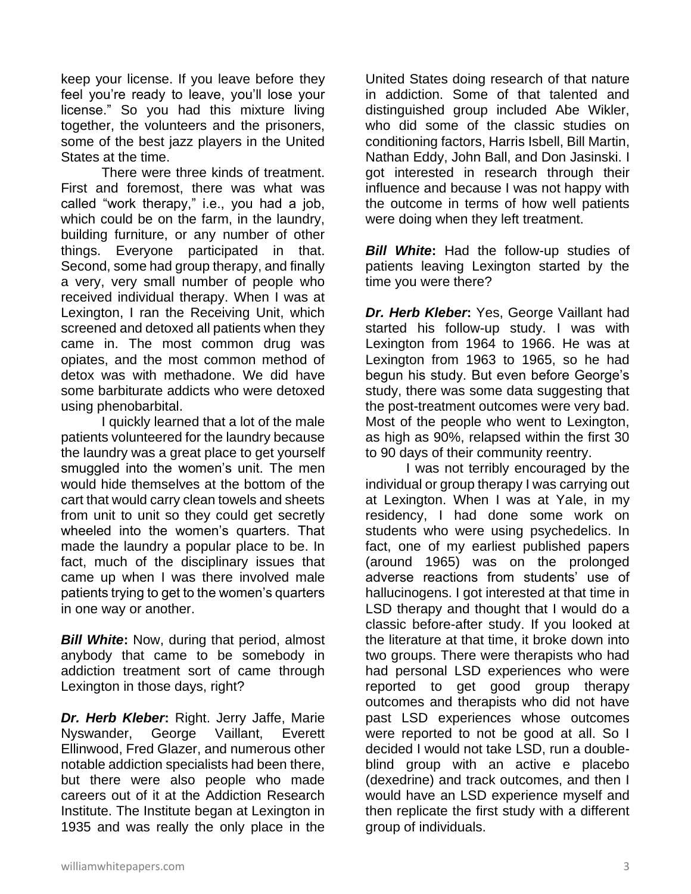keep your license. If you leave before they feel you're ready to leave, you'll lose your license." So you had this mixture living together, the volunteers and the prisoners, some of the best jazz players in the United States at the time.

There were three kinds of treatment. First and foremost, there was what was called "work therapy," i.e., you had a job, which could be on the farm, in the laundry, building furniture, or any number of other things. Everyone participated in that. Second, some had group therapy, and finally a very, very small number of people who received individual therapy. When I was at Lexington, I ran the Receiving Unit, which screened and detoxed all patients when they came in. The most common drug was opiates, and the most common method of detox was with methadone. We did have some barbiturate addicts who were detoxed using phenobarbital.

I quickly learned that a lot of the male patients volunteered for the laundry because the laundry was a great place to get yourself smuggled into the women's unit. The men would hide themselves at the bottom of the cart that would carry clean towels and sheets from unit to unit so they could get secretly wheeled into the women's quarters. That made the laundry a popular place to be. In fact, much of the disciplinary issues that came up when I was there involved male patients trying to get to the women's quarters in one way or another.

***Bill White*:** Now, during that period, almost anybody that came to be somebody in addiction treatment sort of came through Lexington in those days, right?

***Dr. Herb Kleber*:** Right. Jerry Jaffe, Marie Nyswander, George Vaillant, Everett Ellinwood, Fred Glazer, and numerous other notable addiction specialists had been there, but there were also people who made careers out of it at the Addiction Research Institute. The Institute began at Lexington in 1935 and was really the only place in the United States doing research of that nature in addiction. Some of that talented and distinguished group included Abe Wikler, who did some of the classic studies on conditioning factors, Harris Isbell, Bill Martin, Nathan Eddy, John Ball, and Don Jasinski. I got interested in research through their influence and because I was not happy with the outcome in terms of how well patients were doing when they left treatment.

***Bill White*:** Had the follow-up studies of patients leaving Lexington started by the time you were there?

***Dr. Herb Kleber*:** Yes, George Vaillant had started his follow-up study. I was with Lexington from 1964 to 1966. He was at Lexington from 1963 to 1965, so he had begun his study. But even before George's study, there was some data suggesting that the post-treatment outcomes were very bad. Most of the people who went to Lexington, as high as 90%, relapsed within the first 30 to 90 days of their community reentry.

I was not terribly encouraged by the individual or group therapy I was carrying out at Lexington. When I was at Yale, in my residency, I had done some work on students who were using psychedelics. In fact, one of my earliest published papers (around 1965) was on the prolonged adverse reactions from students' use of hallucinogens. I got interested at that time in LSD therapy and thought that I would do a classic before-after study. If you looked at the literature at that time, it broke down into two groups. There were therapists who had had personal LSD experiences who were reported to get good group therapy outcomes and therapists who did not have past LSD experiences whose outcomes were reported to not be good at all. So I decided I would not take LSD, run a double-blind group with an active e placebo (dexedrine) and track outcomes, and then I would have an LSD experience myself and then replicate the first study with a different group of individuals.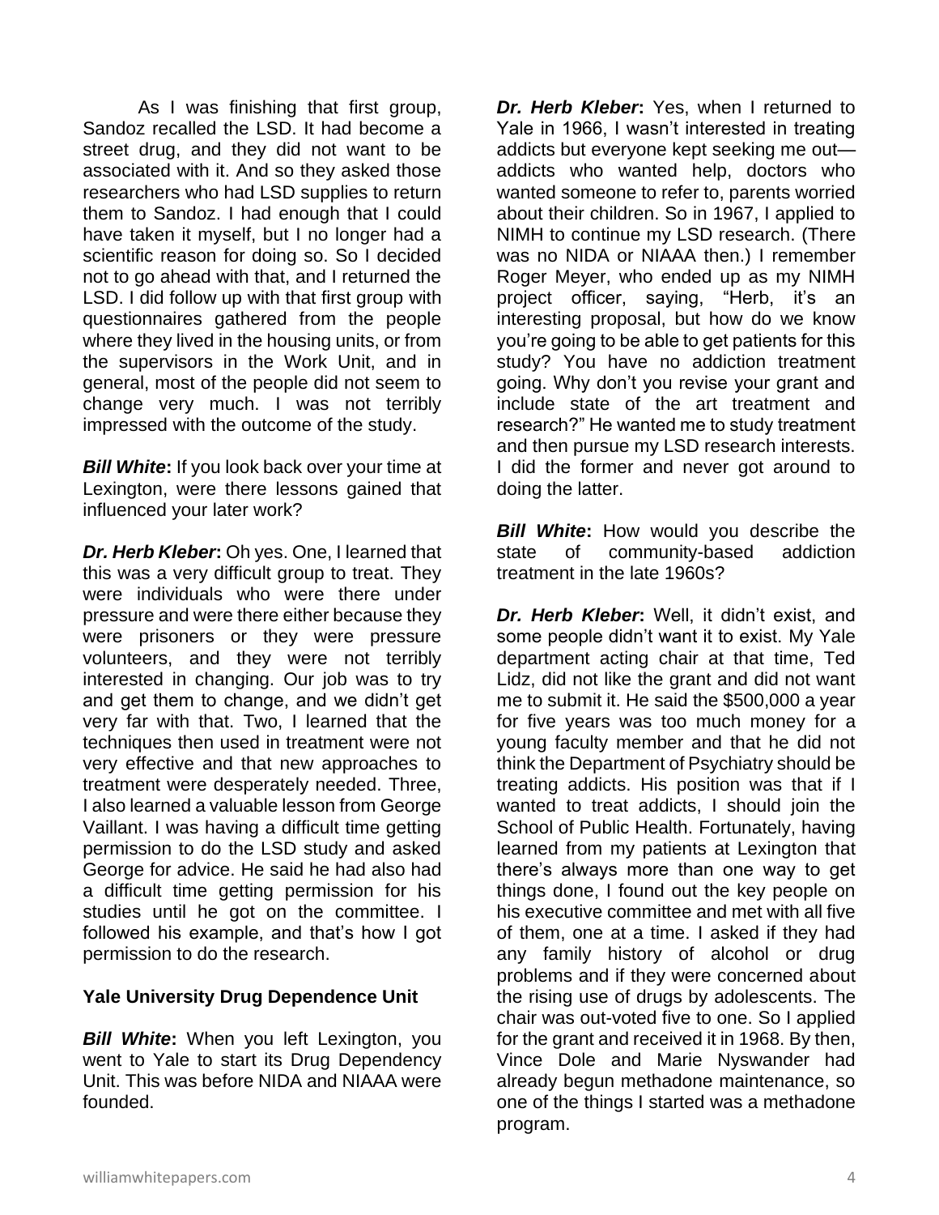As I was finishing that first group, Sandoz recalled the LSD. It had become a street drug, and they did not want to be associated with it. And so they asked those researchers who had LSD supplies to return them to Sandoz. I had enough that I could have taken it myself, but I no longer had a scientific reason for doing so. So I decided not to go ahead with that, and I returned the LSD. I did follow up with that first group with questionnaires gathered from the people where they lived in the housing units, or from the supervisors in the Work Unit, and in general, most of the people did not seem to change very much. I was not terribly impressed with the outcome of the study.

***Bill White*:** If you look back over your time at Lexington, were there lessons gained that influenced your later work?

***Dr. Herb Kleber*:** Oh yes. One, I learned that this was a very difficult group to treat. They were individuals who were there under pressure and were there either because they were prisoners or they were pressure volunteers, and they were not terribly interested in changing. Our job was to try and get them to change, and we didn't get very far with that. Two, I learned that the techniques then used in treatment were not very effective and that new approaches to treatment were desperately needed. Three, I also learned a valuable lesson from George Vaillant. I was having a difficult time getting permission to do the LSD study and asked George for advice. He said he had also had a difficult time getting permission for his studies until he got on the committee. I followed his example, and that's how I got permission to do the research.

**Yale University Drug Dependence Unit**

***Bill White*:** When you left Lexington, you went to Yale to start its Drug Dependency Unit. This was before NIDA and NIAAA were founded.

***Dr. Herb Kleber*:** Yes, when I returned to Yale in 1966, I wasn't interested in treating addicts but everyone kept seeking me out—addicts who wanted help, doctors who wanted someone to refer to, parents worried about their children. So in 1967, I applied to NIMH to continue my LSD research. (There was no NIDA or NIAAA then.) I remember Roger Meyer, who ended up as my NIMH project officer, saying, "Herb, it's an interesting proposal, but how do we know you're going to be able to get patients for this study? You have no addiction treatment going. Why don't you revise your grant and include state of the art treatment and research?" He wanted me to study treatment and then pursue my LSD research interests. I did the former and never got around to doing the latter.

***Bill White*:** How would you describe the state of community-based addiction treatment in the late 1960s?

***Dr. Herb Kleber*:** Well, it didn't exist, and some people didn't want it to exist. My Yale department acting chair at that time, Ted Lidz, did not like the grant and did not want me to submit it. He said the $500,000 a year for five years was too much money for a young faculty member and that he did not think the Department of Psychiatry should be treating addicts. His position was that if I wanted to treat addicts, I should join the School of Public Health. Fortunately, having learned from my patients at Lexington that there's always more than one way to get things done, I found out the key people on his executive committee and met with all five of them, one at a time. I asked if they had any family history of alcohol or drug problems and if they were concerned about the rising use of drugs by adolescents. The chair was out-voted five to one. So I applied for the grant and received it in 1968. By then, Vince Dole and Marie Nyswander had already begun methadone maintenance, so one of the things I started was a methadone program.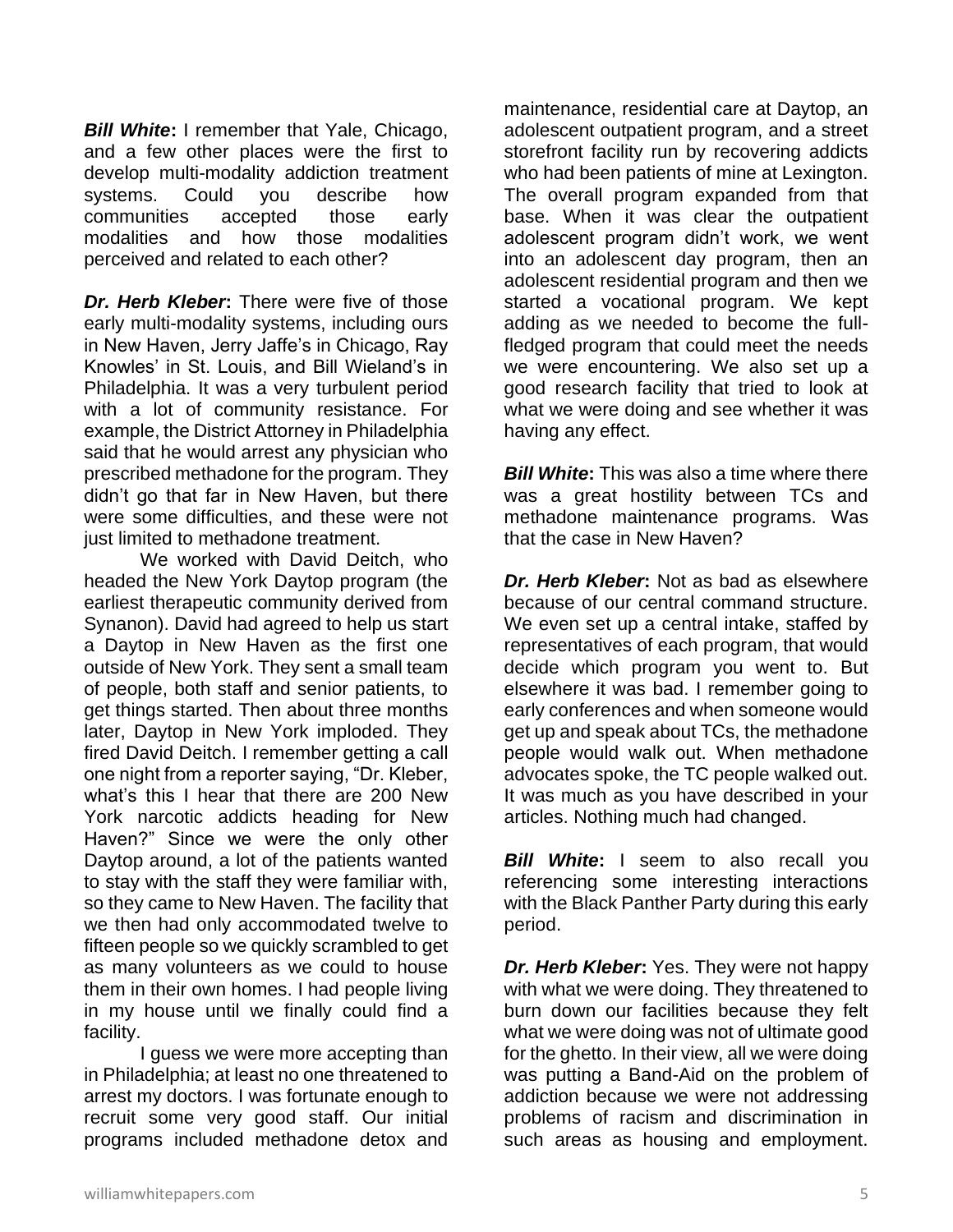***Bill White*:** I remember that Yale, Chicago, and a few other places were the first to develop multi-modality addiction treatment systems. Could you describe how communities accepted those early modalities and how those modalities perceived and related to each other?

***Dr. Herb Kleber*:** There were five of those early multi-modality systems, including ours in New Haven, Jerry Jaffe's in Chicago, Ray Knowles' in St. Louis, and Bill Wieland's in Philadelphia. It was a very turbulent period with a lot of community resistance. For example, the District Attorney in Philadelphia said that he would arrest any physician who prescribed methadone for the program. They didn't go that far in New Haven, but there were some difficulties, and these were not just limited to methadone treatment.

We worked with David Deitch, who headed the New York Daytop program (the earliest therapeutic community derived from Synanon). David had agreed to help us start a Daytop in New Haven as the first one outside of New York. They sent a small team of people, both staff and senior patients, to get things started. Then about three months later, Daytop in New York imploded. They fired David Deitch. I remember getting a call one night from a reporter saying, "Dr. Kleber, what's this I hear that there are 200 New York narcotic addicts heading for New Haven?" Since we were the only other Daytop around, a lot of the patients wanted to stay with the staff they were familiar with, so they came to New Haven. The facility that we then had only accommodated twelve to fifteen people so we quickly scrambled to get as many volunteers as we could to house them in their own homes. I had people living in my house until we finally could find a facility.

I guess we were more accepting than in Philadelphia; at least no one threatened to arrest my doctors. I was fortunate enough to recruit some very good staff. Our initial programs included methadone detox and maintenance, residential care at Daytop, an adolescent outpatient program, and a street storefront facility run by recovering addicts who had been patients of mine at Lexington. The overall program expanded from that base. When it was clear the outpatient adolescent program didn't work, we went into an adolescent day program, then an adolescent residential program and then we started a vocational program. We kept adding as we needed to become the full-fledged program that could meet the needs we were encountering. We also set up a good research facility that tried to look at what we were doing and see whether it was having any effect.

***Bill White*:** This was also a time where there was a great hostility between TCs and methadone maintenance programs. Was that the case in New Haven?

***Dr. Herb Kleber*:** Not as bad as elsewhere because of our central command structure. We even set up a central intake, staffed by representatives of each program, that would decide which program you went to. But elsewhere it was bad. I remember going to early conferences and when someone would get up and speak about TCs, the methadone people would walk out. When methadone advocates spoke, the TC people walked out. It was much as you have described in your articles. Nothing much had changed.

***Bill White*:** I seem to also recall you referencing some interesting interactions with the Black Panther Party during this early period.

***Dr. Herb Kleber*:** Yes. They were not happy with what we were doing. They threatened to burn down our facilities because they felt what we were doing was not of ultimate good for the ghetto. In their view, all we were doing was putting a Band-Aid on the problem of addiction because we were not addressing problems of racism and discrimination in such areas as housing and employment.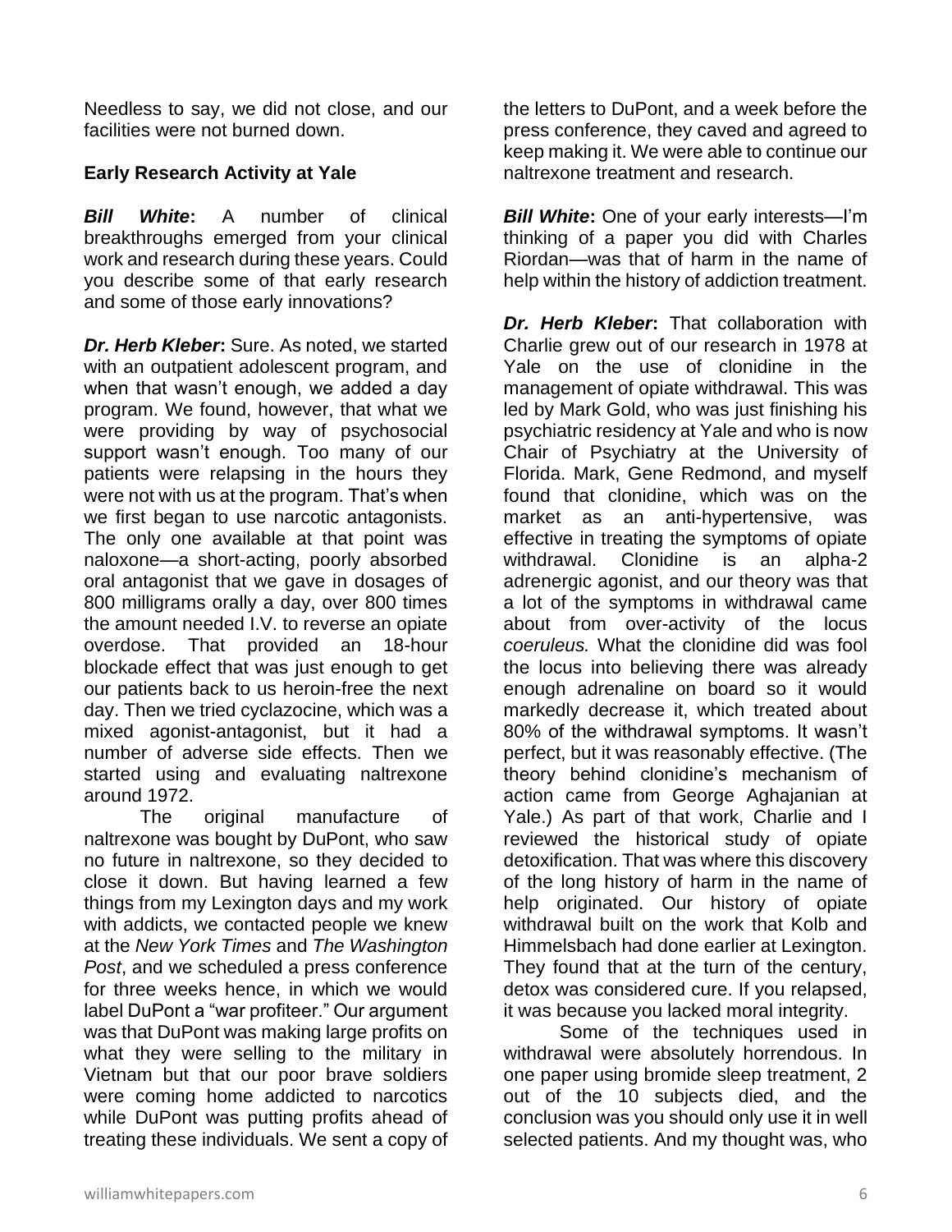Needless to say, we did not close, and our facilities were not burned down.

## Early Research Activity at Yale

***Bill White*:** A number of clinical breakthroughs emerged from your clinical work and research during these years. Could you describe some of that early research and some of those early innovations?

***Dr. Herb Kleber*:** Sure. As noted, we started with an outpatient adolescent program, and when that wasn't enough, we added a day program. We found, however, that what we were providing by way of psychosocial support wasn't enough. Too many of our patients were relapsing in the hours they were not with us at the program. That's when we first began to use narcotic antagonists. The only one available at that point was naloxone—a short-acting, poorly absorbed oral antagonist that we gave in dosages of 800 milligrams orally a day, over 800 times the amount needed I.V. to reverse an opiate overdose. That provided an 18-hour blockade effect that was just enough to get our patients back to us heroin-free the next day. Then we tried cyclazocine, which was a mixed agonist-antagonist, but it had a number of adverse side effects. Then we started using and evaluating naltrexone around 1972.

The original manufacture of naltrexone was bought by DuPont, who saw no future in naltrexone, so they decided to close it down. But having learned a few things from my Lexington days and my work with addicts, we contacted people we knew at the *New York Times* and *The Washington Post*, and we scheduled a press conference for three weeks hence, in which we would label DuPont a "war profiteer." Our argument was that DuPont was making large profits on what they were selling to the military in Vietnam but that our poor brave soldiers were coming home addicted to narcotics while DuPont was putting profits ahead of treating these individuals. We sent a copy of the letters to DuPont, and a week before the press conference, they caved and agreed to keep making it. We were able to continue our naltrexone treatment and research.

***Bill White*:** One of your early interests—I'm thinking of a paper you did with Charles Riordan—was that of harm in the name of help within the history of addiction treatment.

***Dr. Herb Kleber*:** That collaboration with Charlie grew out of our research in 1978 at Yale on the use of clonidine in the management of opiate withdrawal. This was led by Mark Gold, who was just finishing his psychiatric residency at Yale and who is now Chair of Psychiatry at the University of Florida. Mark, Gene Redmond, and myself found that clonidine, which was on the market as an anti-hypertensive, was effective in treating the symptoms of opiate withdrawal. Clonidine is an alpha-2 adrenergic agonist, and our theory was that a lot of the symptoms in withdrawal came about from over-activity of the locus *coeruleus.* What the clonidine did was fool the locus into believing there was already enough adrenaline on board so it would markedly decrease it, which treated about 80% of the withdrawal symptoms. It wasn't perfect, but it was reasonably effective. (The theory behind clonidine's mechanism of action came from George Aghajanian at Yale.) As part of that work, Charlie and I reviewed the historical study of opiate detoxification. That was where this discovery of the long history of harm in the name of help originated. Our history of opiate withdrawal built on the work that Kolb and Himmelsbach had done earlier at Lexington. They found that at the turn of the century, detox was considered cure. If you relapsed, it was because you lacked moral integrity.

Some of the techniques used in withdrawal were absolutely horrendous. In one paper using bromide sleep treatment, 2 out of the 10 subjects died, and the conclusion was you should only use it in well selected patients. And my thought was, who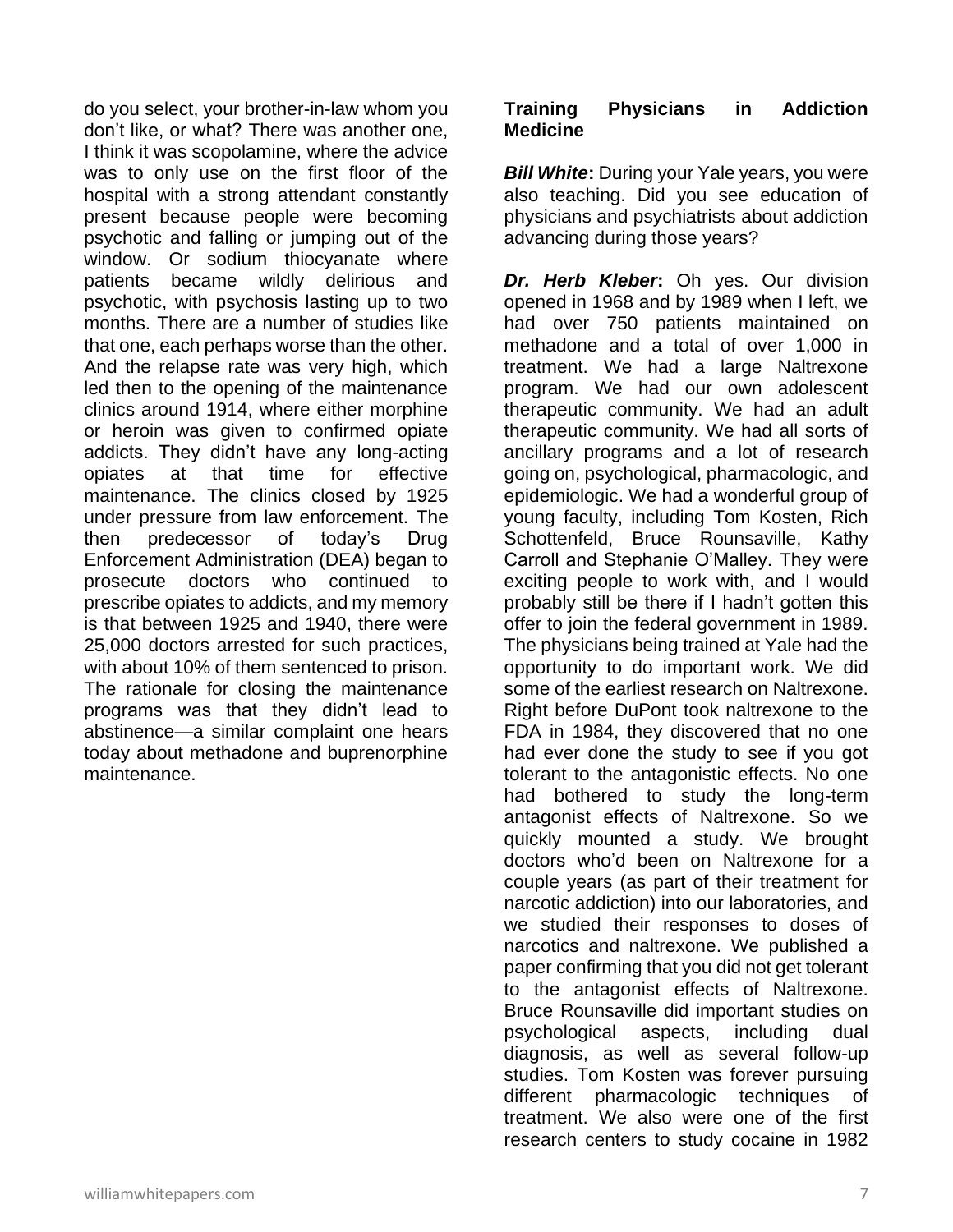do you select, your brother-in-law whom you don't like, or what? There was another one, I think it was scopolamine, where the advice was to only use on the first floor of the hospital with a strong attendant constantly present because people were becoming psychotic and falling or jumping out of the window. Or sodium thiocyanate where patients became wildly delirious and psychotic, with psychosis lasting up to two months. There are a number of studies like that one, each perhaps worse than the other. And the relapse rate was very high, which led then to the opening of the maintenance clinics around 1914, where either morphine or heroin was given to confirmed opiate addicts. They didn't have any long-acting opiates at that time for effective maintenance. The clinics closed by 1925 under pressure from law enforcement. The then predecessor of today's Drug Enforcement Administration (DEA) began to prosecute doctors who continued to prescribe opiates to addicts, and my memory is that between 1925 and 1940, there were 25,000 doctors arrested for such practices, with about 10% of them sentenced to prison. The rationale for closing the maintenance programs was that they didn't lead to abstinence—a similar complaint one hears today about methadone and buprenorphine maintenance.

## Training Physicians in Addiction Medicine

***Bill White*:** During your Yale years, you were also teaching. Did you see education of physicians and psychiatrists about addiction advancing during those years?

***Dr. Herb Kleber*:** Oh yes. Our division opened in 1968 and by 1989 when I left, we had over 750 patients maintained on methadone and a total of over 1,000 in treatment. We had a large Naltrexone program. We had our own adolescent therapeutic community. We had an adult therapeutic community. We had all sorts of ancillary programs and a lot of research going on, psychological, pharmacologic, and epidemiologic. We had a wonderful group of young faculty, including Tom Kosten, Rich Schottenfeld, Bruce Rounsaville, Kathy Carroll and Stephanie O'Malley. They were exciting people to work with, and I would probably still be there if I hadn't gotten this offer to join the federal government in 1989. The physicians being trained at Yale had the opportunity to do important work. We did some of the earliest research on Naltrexone. Right before DuPont took naltrexone to the FDA in 1984, they discovered that no one had ever done the study to see if you got tolerant to the antagonistic effects. No one had bothered to study the long-term antagonist effects of Naltrexone. So we quickly mounted a study. We brought doctors who'd been on Naltrexone for a couple years (as part of their treatment for narcotic addiction) into our laboratories, and we studied their responses to doses of narcotics and naltrexone. We published a paper confirming that you did not get tolerant to the antagonist effects of Naltrexone. Bruce Rounsaville did important studies on psychological aspects, including dual diagnosis, as well as several follow-up studies. Tom Kosten was forever pursuing different pharmacologic techniques of treatment. We also were one of the first research centers to study cocaine in 1982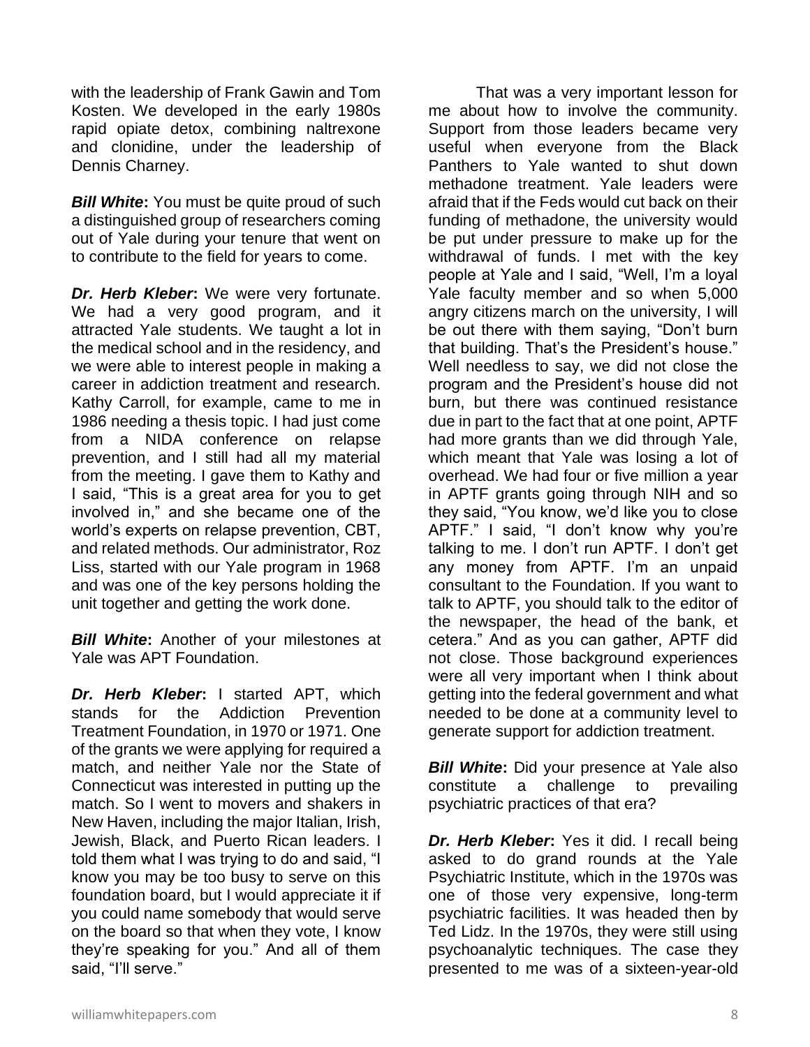with the leadership of Frank Gawin and Tom Kosten. We developed in the early 1980s rapid opiate detox, combining naltrexone and clonidine, under the leadership of Dennis Charney.

***Bill White*****:** You must be quite proud of such a distinguished group of researchers coming out of Yale during your tenure that went on to contribute to the field for years to come.

***Dr. Herb Kleber*****:** We were very fortunate. We had a very good program, and it attracted Yale students. We taught a lot in the medical school and in the residency, and we were able to interest people in making a career in addiction treatment and research. Kathy Carroll, for example, came to me in 1986 needing a thesis topic. I had just come from a NIDA conference on relapse prevention, and I still had all my material from the meeting. I gave them to Kathy and I said, "This is a great area for you to get involved in," and she became one of the world's experts on relapse prevention, CBT, and related methods. Our administrator, Roz Liss, started with our Yale program in 1968 and was one of the key persons holding the unit together and getting the work done.

***Bill White*****:** Another of your milestones at Yale was APT Foundation.

***Dr. Herb Kleber*****:** I started APT, which stands for the Addiction Prevention Treatment Foundation, in 1970 or 1971. One of the grants we were applying for required a match, and neither Yale nor the State of Connecticut was interested in putting up the match. So I went to movers and shakers in New Haven, including the major Italian, Irish, Jewish, Black, and Puerto Rican leaders. I told them what I was trying to do and said, "I know you may be too busy to serve on this foundation board, but I would appreciate it if you could name somebody that would serve on the board so that when they vote, I know they're speaking for you." And all of them said, "I'll serve."

That was a very important lesson for me about how to involve the community. Support from those leaders became very useful when everyone from the Black Panthers to Yale wanted to shut down methadone treatment. Yale leaders were afraid that if the Feds would cut back on their funding of methadone, the university would be put under pressure to make up for the withdrawal of funds. I met with the key people at Yale and I said, "Well, I'm a loyal Yale faculty member and so when 5,000 angry citizens march on the university, I will be out there with them saying, "Don't burn that building. That's the President's house." Well needless to say, we did not close the program and the President's house did not burn, but there was continued resistance due in part to the fact that at one point, APTF had more grants than we did through Yale, which meant that Yale was losing a lot of overhead. We had four or five million a year in APTF grants going through NIH and so they said, "You know, we'd like you to close APTF." I said, "I don't know why you're talking to me. I don't run APTF. I don't get any money from APTF. I'm an unpaid consultant to the Foundation. If you want to talk to APTF, you should talk to the editor of the newspaper, the head of the bank, et cetera." And as you can gather, APTF did not close. Those background experiences were all very important when I think about getting into the federal government and what needed to be done at a community level to generate support for addiction treatment.

***Bill White*****:** Did your presence at Yale also constitute a challenge to prevailing psychiatric practices of that era?

***Dr. Herb Kleber*****:** Yes it did. I recall being asked to do grand rounds at the Yale Psychiatric Institute, which in the 1970s was one of those very expensive, long-term psychiatric facilities. It was headed then by Ted Lidz. In the 1970s, they were still using psychoanalytic techniques. The case they presented to me was of a sixteen-year-old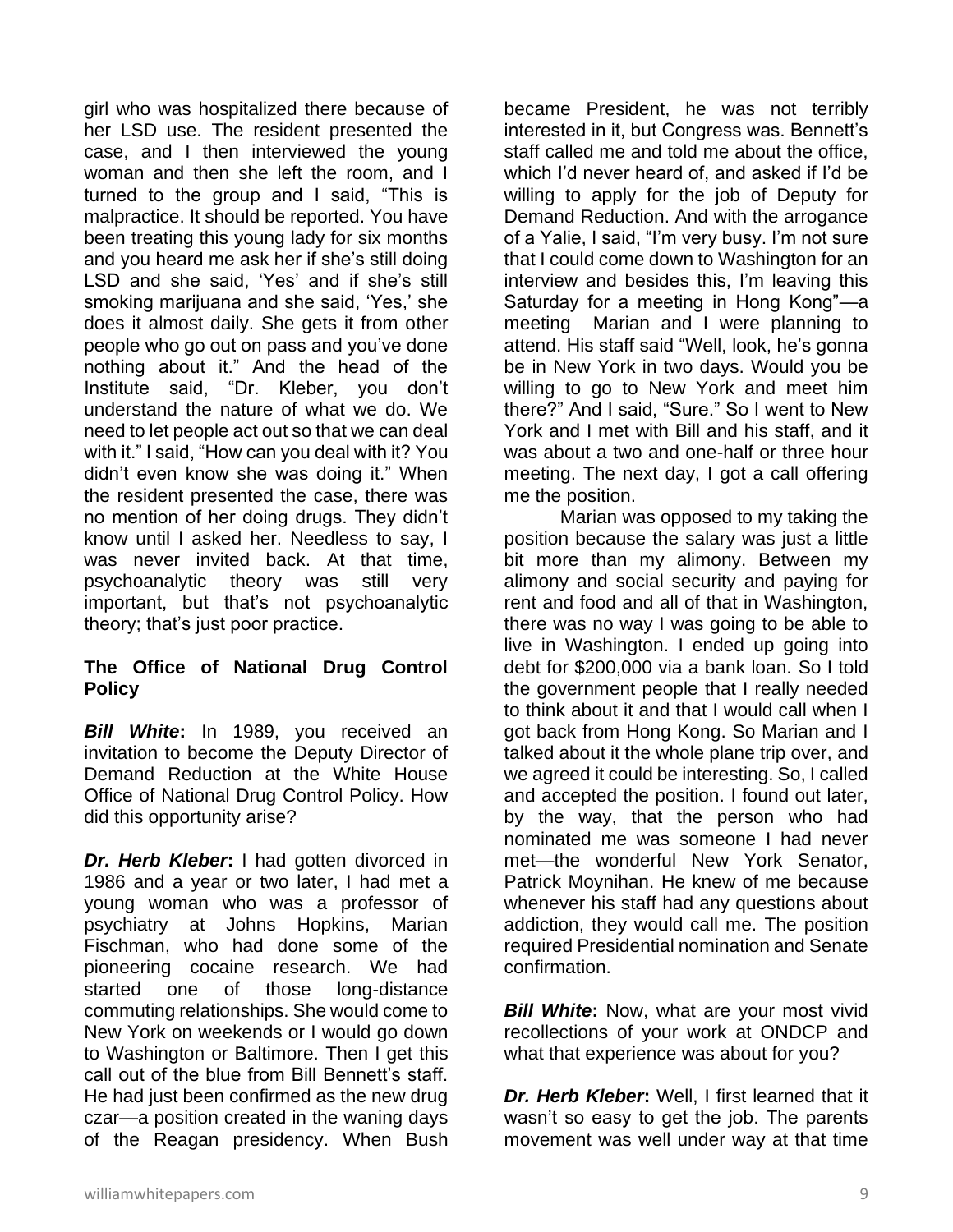girl who was hospitalized there because of her LSD use. The resident presented the case, and I then interviewed the young woman and then she left the room, and I turned to the group and I said, "This is malpractice. It should be reported. You have been treating this young lady for six months and you heard me ask her if she's still doing LSD and she said, 'Yes' and if she's still smoking marijuana and she said, 'Yes,' she does it almost daily. She gets it from other people who go out on pass and you've done nothing about it." And the head of the Institute said, "Dr. Kleber, you don't understand the nature of what we do. We need to let people act out so that we can deal with it." I said, "How can you deal with it? You didn't even know she was doing it." When the resident presented the case, there was no mention of her doing drugs. They didn't know until I asked her. Needless to say, I was never invited back. At that time, psychoanalytic theory was still very important, but that's not psychoanalytic theory; that's just poor practice.

## The Office of National Drug Control Policy

***Bill White*:** In 1989, you received an invitation to become the Deputy Director of Demand Reduction at the White House Office of National Drug Control Policy. How did this opportunity arise?

***Dr. Herb Kleber*:** I had gotten divorced in 1986 and a year or two later, I had met a young woman who was a professor of psychiatry at Johns Hopkins, Marian Fischman, who had done some of the pioneering cocaine research. We had started one of those long-distance commuting relationships. She would come to New York on weekends or I would go down to Washington or Baltimore. Then I get this call out of the blue from Bill Bennett's staff. He had just been confirmed as the new drug czar—a position created in the waning days of the Reagan presidency. When Bush became President, he was not terribly interested in it, but Congress was. Bennett's staff called me and told me about the office, which I'd never heard of, and asked if I'd be willing to apply for the job of Deputy for Demand Reduction. And with the arrogance of a Yalie, I said, "I'm very busy. I'm not sure that I could come down to Washington for an interview and besides this, I'm leaving this Saturday for a meeting in Hong Kong"—a meeting Marian and I were planning to attend. His staff said "Well, look, he's gonna be in New York in two days. Would you be willing to go to New York and meet him there?" And I said, "Sure." So I went to New York and I met with Bill and his staff, and it was about a two and one-half or three hour meeting. The next day, I got a call offering me the position.

Marian was opposed to my taking the position because the salary was just a little bit more than my alimony. Between my alimony and social security and paying for rent and food and all of that in Washington, there was no way I was going to be able to live in Washington. I ended up going into debt for $200,000 via a bank loan. So I told the government people that I really needed to think about it and that I would call when I got back from Hong Kong. So Marian and I talked about it the whole plane trip over, and we agreed it could be interesting. So, I called and accepted the position. I found out later, by the way, that the person who had nominated me was someone I had never met—the wonderful New York Senator, Patrick Moynihan. He knew of me because whenever his staff had any questions about addiction, they would call me. The position required Presidential nomination and Senate confirmation.

***Bill White*:** Now, what are your most vivid recollections of your work at ONDCP and what that experience was about for you?

***Dr. Herb Kleber*:** Well, I first learned that it wasn't so easy to get the job. The parents movement was well under way at that time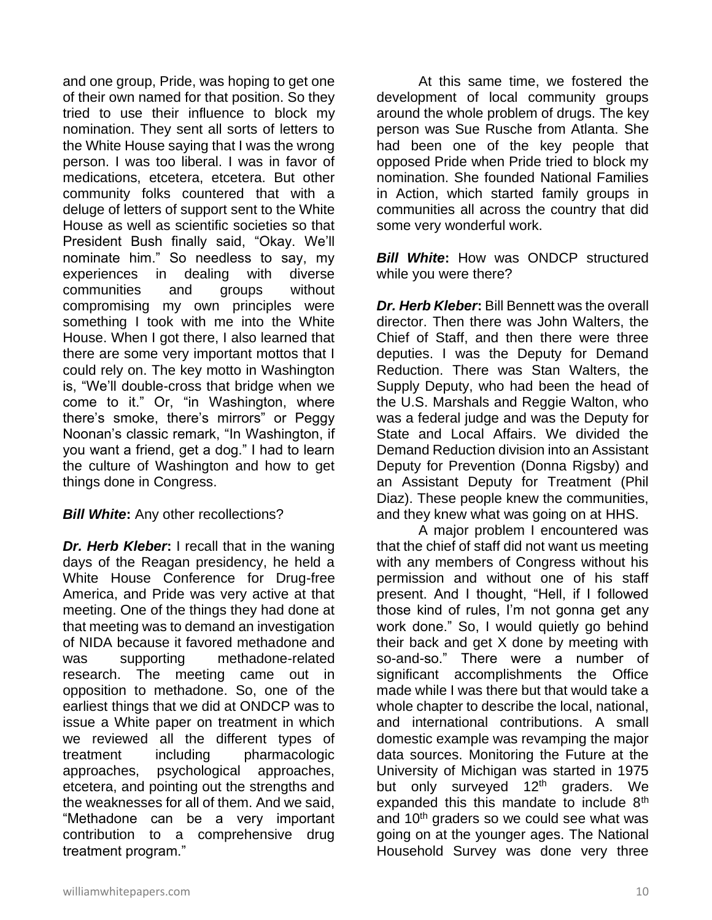and one group, Pride, was hoping to get one of their own named for that position. So they tried to use their influence to block my nomination. They sent all sorts of letters to the White House saying that I was the wrong person. I was too liberal. I was in favor of medications, etcetera, etcetera. But other community folks countered that with a deluge of letters of support sent to the White House as well as scientific societies so that President Bush finally said, "Okay. We'll nominate him." So needless to say, my experiences in dealing with diverse communities and groups without compromising my own principles were something I took with me into the White House. When I got there, I also learned that there are some very important mottos that I could rely on. The key motto in Washington is, "We'll double-cross that bridge when we come to it." Or, "in Washington, where there's smoke, there's mirrors" or Peggy Noonan's classic remark, "In Washington, if you want a friend, get a dog." I had to learn the culture of Washington and how to get things done in Congress.

***Bill White*:** Any other recollections?

***Dr. Herb Kleber*:** I recall that in the waning days of the Reagan presidency, he held a White House Conference for Drug-free America, and Pride was very active at that meeting. One of the things they had done at that meeting was to demand an investigation of NIDA because it favored methadone and was supporting methadone-related research. The meeting came out in opposition to methadone. So, one of the earliest things that we did at ONDCP was to issue a White paper on treatment in which we reviewed all the different types of treatment including pharmacologic approaches, psychological approaches, etcetera, and pointing out the strengths and the weaknesses for all of them. And we said, "Methadone can be a very important contribution to a comprehensive drug treatment program."

At this same time, we fostered the development of local community groups around the whole problem of drugs. The key person was Sue Rusche from Atlanta. She had been one of the key people that opposed Pride when Pride tried to block my nomination. She founded National Families in Action, which started family groups in communities all across the country that did some very wonderful work.

***Bill White*:** How was ONDCP structured while you were there?

***Dr. Herb Kleber*:** Bill Bennett was the overall director. Then there was John Walters, the Chief of Staff, and then there were three deputies. I was the Deputy for Demand Reduction. There was Stan Walters, the Supply Deputy, who had been the head of the U.S. Marshals and Reggie Walton, who was a federal judge and was the Deputy for State and Local Affairs. We divided the Demand Reduction division into an Assistant Deputy for Prevention (Donna Rigsby) and an Assistant Deputy for Treatment (Phil Diaz). These people knew the communities, and they knew what was going on at HHS.

A major problem I encountered was that the chief of staff did not want us meeting with any members of Congress without his permission and without one of his staff present. And I thought, "Hell, if I followed those kind of rules, I'm not gonna get any work done." So, I would quietly go behind their back and get X done by meeting with so-and-so." There were a number of significant accomplishments the Office made while I was there but that would take a whole chapter to describe the local, national, and international contributions. A small domestic example was revamping the major data sources. Monitoring the Future at the University of Michigan was started in 1975 but only surveyed 12th graders. We expanded this this mandate to include 8th and 10th graders so we could see what was going on at the younger ages. The National Household Survey was done very three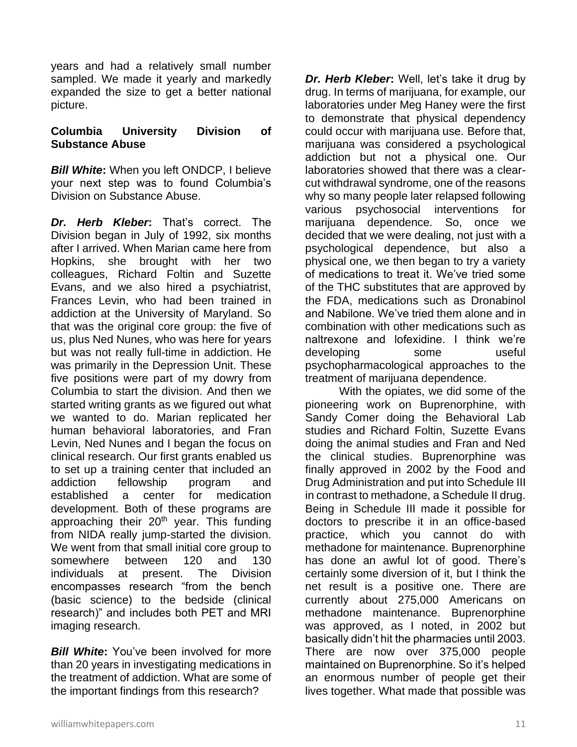years and had a relatively small number sampled. We made it yearly and markedly expanded the size to get a better national picture.

**Columbia University Division of Substance Abuse**

***Bill White*:** When you left ONDCP, I believe your next step was to found Columbia's Division on Substance Abuse.

***Dr. Herb Kleber*:** That's correct. The Division began in July of 1992, six months after I arrived. When Marian came here from Hopkins, she brought with her two colleagues, Richard Foltin and Suzette Evans, and we also hired a psychiatrist, Frances Levin, who had been trained in addiction at the University of Maryland. So that was the original core group: the five of us, plus Ned Nunes, who was here for years but was not really full-time in addiction. He was primarily in the Depression Unit. These five positions were part of my dowry from Columbia to start the division. And then we started writing grants as we figured out what we wanted to do. Marian replicated her human behavioral laboratories, and Fran Levin, Ned Nunes and I began the focus on clinical research. Our first grants enabled us to set up a training center that included an addiction fellowship program and established a center for medication development. Both of these programs are approaching their 20th year. This funding from NIDA really jump-started the division. We went from that small initial core group to somewhere between 120 and 130 individuals at present. The Division encompasses research "from the bench (basic science) to the bedside (clinical research)" and includes both PET and MRI imaging research.

***Bill White*:** You've been involved for more than 20 years in investigating medications in the treatment of addiction. What are some of the important findings from this research?

***Dr. Herb Kleber*:** Well, let's take it drug by drug. In terms of marijuana, for example, our laboratories under Meg Haney were the first to demonstrate that physical dependency could occur with marijuana use. Before that, marijuana was considered a psychological addiction but not a physical one. Our laboratories showed that there was a clear-cut withdrawal syndrome, one of the reasons why so many people later relapsed following various psychosocial interventions for marijuana dependence. So, once we decided that we were dealing, not just with a psychological dependence, but also a physical one, we then began to try a variety of medications to treat it. We've tried some of the THC substitutes that are approved by the FDA, medications such as Dronabinol and Nabilone. We've tried them alone and in combination with other medications such as naltrexone and lofexidine. I think we're developing some useful psychopharmacological approaches to the treatment of marijuana dependence.

With the opiates, we did some of the pioneering work on Buprenorphine, with Sandy Comer doing the Behavioral Lab studies and Richard Foltin, Suzette Evans doing the animal studies and Fran and Ned the clinical studies. Buprenorphine was finally approved in 2002 by the Food and Drug Administration and put into Schedule III in contrast to methadone, a Schedule II drug. Being in Schedule III made it possible for doctors to prescribe it in an office-based practice, which you cannot do with methadone for maintenance. Buprenorphine has done an awful lot of good. There's certainly some diversion of it, but I think the net result is a positive one. There are currently about 275,000 Americans on methadone maintenance. Buprenorphine was approved, as I noted, in 2002 but basically didn't hit the pharmacies until 2003. There are now over 375,000 people maintained on Buprenorphine. So it's helped an enormous number of people get their lives together. What made that possible was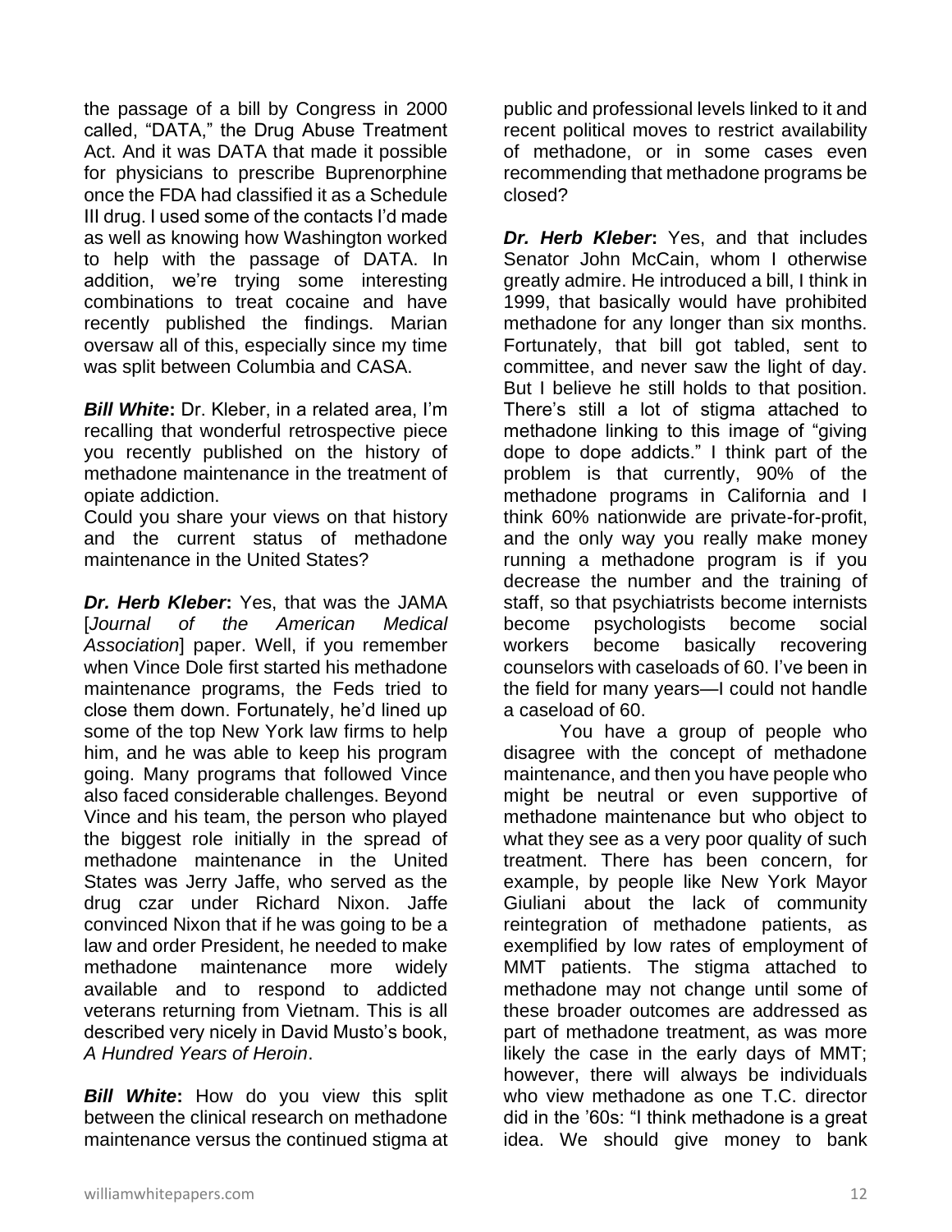the passage of a bill by Congress in 2000 called, "DATA," the Drug Abuse Treatment Act. And it was DATA that made it possible for physicians to prescribe Buprenorphine once the FDA had classified it as a Schedule III drug. I used some of the contacts I'd made as well as knowing how Washington worked to help with the passage of DATA. In addition, we're trying some interesting combinations to treat cocaine and have recently published the findings. Marian oversaw all of this, especially since my time was split between Columbia and CASA.

***Bill White*:** Dr. Kleber, in a related area, I'm recalling that wonderful retrospective piece you recently published on the history of methadone maintenance in the treatment of opiate addiction.

Could you share your views on that history and the current status of methadone maintenance in the United States?

***Dr. Herb Kleber*:** Yes, that was the JAMA [*Journal of the American Medical Association*] paper. Well, if you remember when Vince Dole first started his methadone maintenance programs, the Feds tried to close them down. Fortunately, he'd lined up some of the top New York law firms to help him, and he was able to keep his program going. Many programs that followed Vince also faced considerable challenges. Beyond Vince and his team, the person who played the biggest role initially in the spread of methadone maintenance in the United States was Jerry Jaffe, who served as the drug czar under Richard Nixon. Jaffe convinced Nixon that if he was going to be a law and order President, he needed to make methadone maintenance more widely available and to respond to addicted veterans returning from Vietnam. This is all described very nicely in David Musto's book, *A Hundred Years of Heroin*.

***Bill White*:** How do you view this split between the clinical research on methadone maintenance versus the continued stigma at public and professional levels linked to it and recent political moves to restrict availability of methadone, or in some cases even recommending that methadone programs be closed?

***Dr. Herb Kleber*:** Yes, and that includes Senator John McCain, whom I otherwise greatly admire. He introduced a bill, I think in 1999, that basically would have prohibited methadone for any longer than six months. Fortunately, that bill got tabled, sent to committee, and never saw the light of day. But I believe he still holds to that position. There's still a lot of stigma attached to methadone linking to this image of "giving dope to dope addicts." I think part of the problem is that currently, 90% of the methadone programs in California and I think 60% nationwide are private-for-profit, and the only way you really make money running a methadone program is if you decrease the number and the training of staff, so that psychiatrists become internists become psychologists become social workers become basically recovering counselors with caseloads of 60. I've been in the field for many years—I could not handle a caseload of 60.

You have a group of people who disagree with the concept of methadone maintenance, and then you have people who might be neutral or even supportive of methadone maintenance but who object to what they see as a very poor quality of such treatment. There has been concern, for example, by people like New York Mayor Giuliani about the lack of community reintegration of methadone patients, as exemplified by low rates of employment of MMT patients. The stigma attached to methadone may not change until some of these broader outcomes are addressed as part of methadone treatment, as was more likely the case in the early days of MMT; however, there will always be individuals who view methadone as one T.C. director did in the '60s: "I think methadone is a great idea. We should give money to bank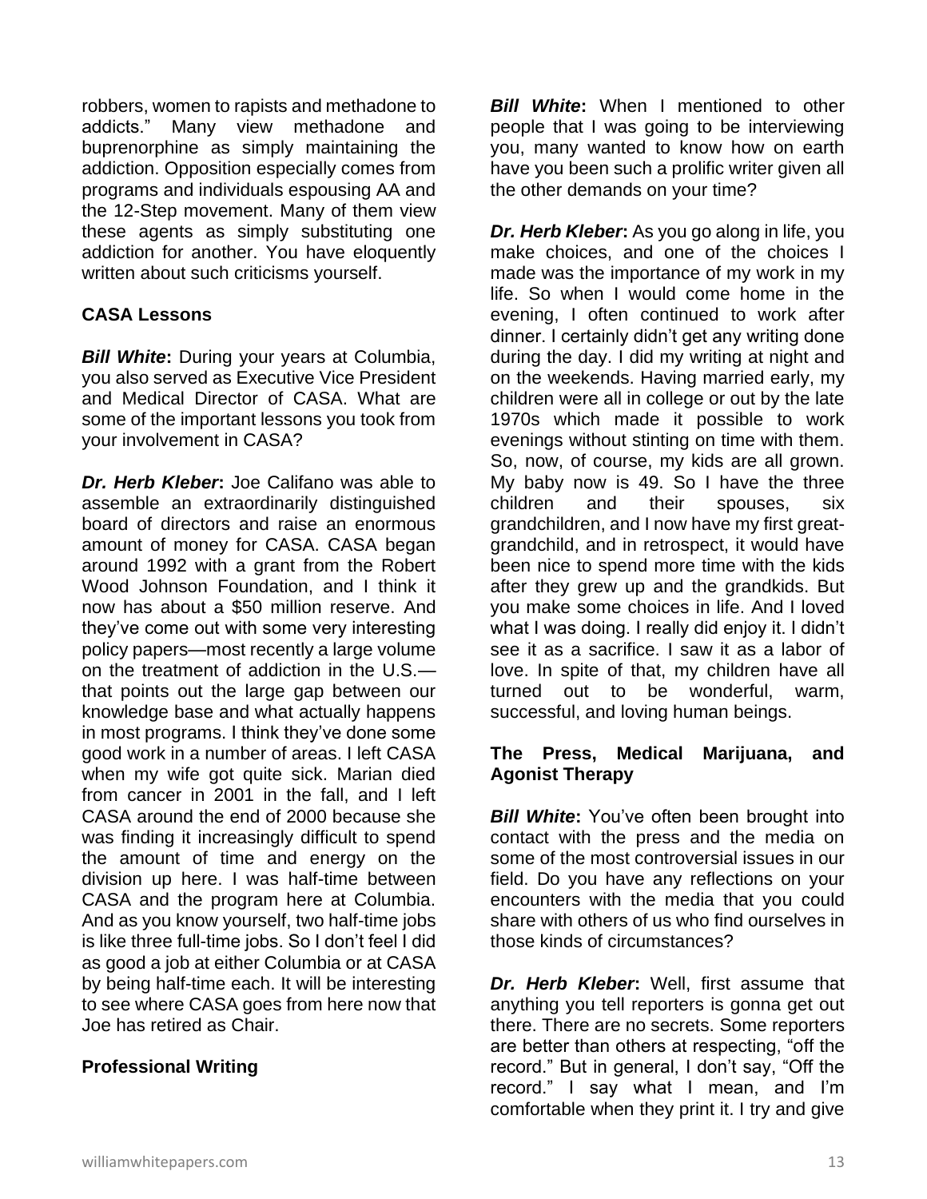robbers, women to rapists and methadone to addicts." Many view methadone and buprenorphine as simply maintaining the addiction. Opposition especially comes from programs and individuals espousing AA and the 12-Step movement. Many of them view these agents as simply substituting one addiction for another. You have eloquently written about such criticisms yourself.

### CASA Lessons

***Bill White*:** During your years at Columbia, you also served as Executive Vice President and Medical Director of CASA. What are some of the important lessons you took from your involvement in CASA?

***Dr. Herb Kleber*:** Joe Califano was able to assemble an extraordinarily distinguished board of directors and raise an enormous amount of money for CASA. CASA began around 1992 with a grant from the Robert Wood Johnson Foundation, and I think it now has about a $50 million reserve. And they've come out with some very interesting policy papers—most recently a large volume on the treatment of addiction in the U.S.—that points out the large gap between our knowledge base and what actually happens in most programs. I think they've done some good work in a number of areas. I left CASA when my wife got quite sick. Marian died from cancer in 2001 in the fall, and I left CASA around the end of 2000 because she was finding it increasingly difficult to spend the amount of time and energy on the division up here. I was half-time between CASA and the program here at Columbia. And as you know yourself, two half-time jobs is like three full-time jobs. So I don't feel I did as good a job at either Columbia or at CASA by being half-time each. It will be interesting to see where CASA goes from here now that Joe has retired as Chair.

### Professional Writing

***Bill White*:** When I mentioned to other people that I was going to be interviewing you, many wanted to know how on earth have you been such a prolific writer given all the other demands on your time?

***Dr. Herb Kleber*:** As you go along in life, you make choices, and one of the choices I made was the importance of my work in my life. So when I would come home in the evening, I often continued to work after dinner. I certainly didn't get any writing done during the day. I did my writing at night and on the weekends. Having married early, my children were all in college or out by the late 1970s which made it possible to work evenings without stinting on time with them. So, now, of course, my kids are all grown. My baby now is 49. So I have the three children and their spouses, six grandchildren, and I now have my first great-grandchild, and in retrospect, it would have been nice to spend more time with the kids after they grew up and the grandkids. But you make some choices in life. And I loved what I was doing. I really did enjoy it. I didn't see it as a sacrifice. I saw it as a labor of love. In spite of that, my children have all turned out to be wonderful, warm, successful, and loving human beings.

### The Press, Medical Marijuana, and Agonist Therapy

***Bill White*:** You've often been brought into contact with the press and the media on some of the most controversial issues in our field. Do you have any reflections on your encounters with the media that you could share with others of us who find ourselves in those kinds of circumstances?

***Dr. Herb Kleber*:** Well, first assume that anything you tell reporters is gonna get out there. There are no secrets. Some reporters are better than others at respecting, "off the record." But in general, I don't say, "Off the record." I say what I mean, and I'm comfortable when they print it. I try and give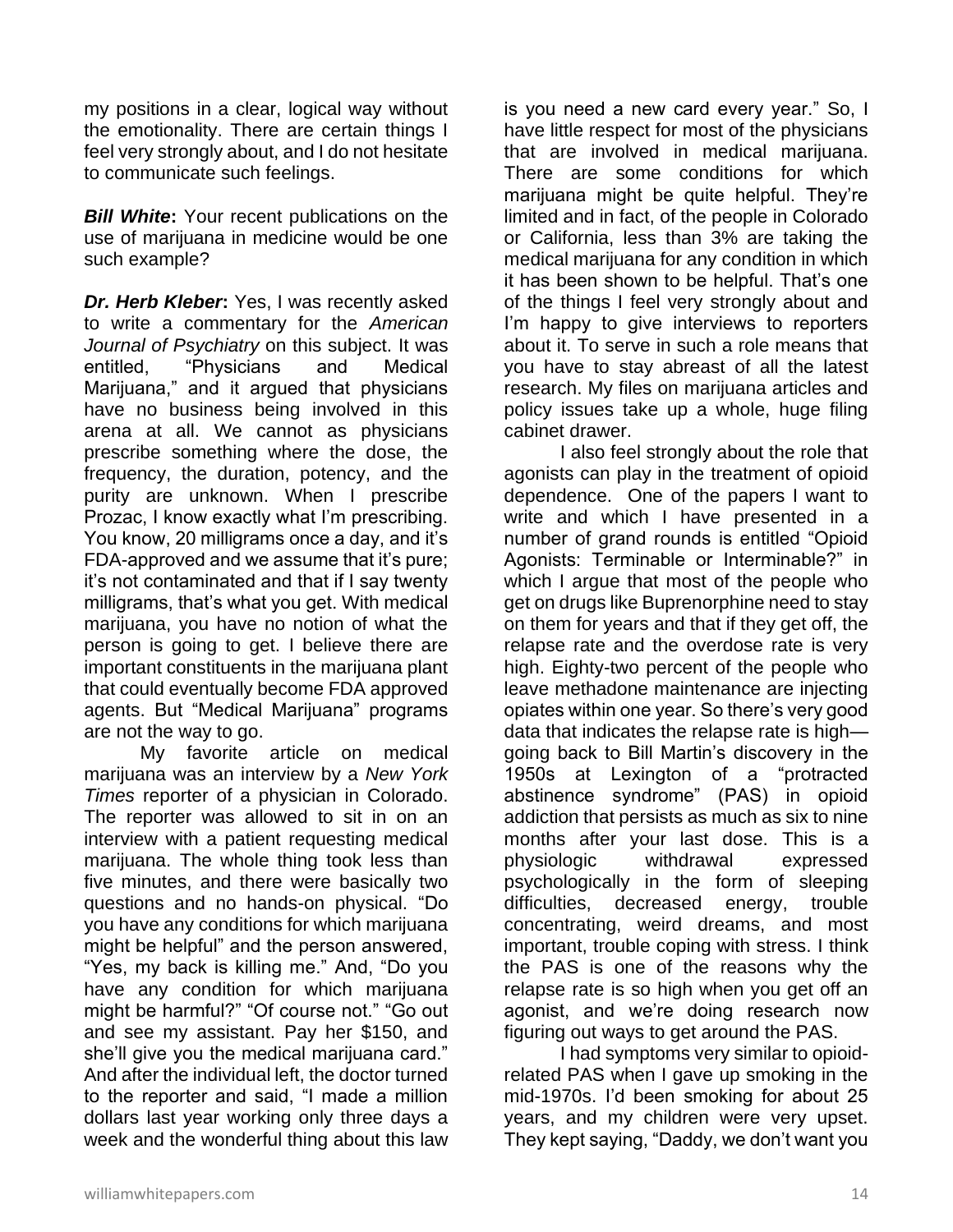my positions in a clear, logical way without the emotionality. There are certain things I feel very strongly about, and I do not hesitate to communicate such feelings.

***Bill White*:** Your recent publications on the use of marijuana in medicine would be one such example?

***Dr. Herb Kleber*:** Yes, I was recently asked to write a commentary for the *American Journal of Psychiatry* on this subject. It was entitled, "Physicians and Medical Marijuana," and it argued that physicians have no business being involved in this arena at all. We cannot as physicians prescribe something where the dose, the frequency, the duration, potency, and the purity are unknown. When I prescribe Prozac, I know exactly what I'm prescribing. You know, 20 milligrams once a day, and it's FDA-approved and we assume that it's pure; it's not contaminated and that if I say twenty milligrams, that's what you get. With medical marijuana, you have no notion of what the person is going to get. I believe there are important constituents in the marijuana plant that could eventually become FDA approved agents. But "Medical Marijuana" programs are not the way to go.

My favorite article on medical marijuana was an interview by a *New York Times* reporter of a physician in Colorado. The reporter was allowed to sit in on an interview with a patient requesting medical marijuana. The whole thing took less than five minutes, and there were basically two questions and no hands-on physical. "Do you have any conditions for which marijuana might be helpful" and the person answered, "Yes, my back is killing me." And, "Do you have any condition for which marijuana might be harmful?" "Of course not." "Go out and see my assistant. Pay her $150, and she'll give you the medical marijuana card." And after the individual left, the doctor turned to the reporter and said, "I made a million dollars last year working only three days a week and the wonderful thing about this law is you need a new card every year." So, I have little respect for most of the physicians that are involved in medical marijuana. There are some conditions for which marijuana might be quite helpful. They're limited and in fact, of the people in Colorado or California, less than 3% are taking the medical marijuana for any condition in which it has been shown to be helpful. That's one of the things I feel very strongly about and I'm happy to give interviews to reporters about it. To serve in such a role means that you have to stay abreast of all the latest research. My files on marijuana articles and policy issues take up a whole, huge filing cabinet drawer.

I also feel strongly about the role that agonists can play in the treatment of opioid dependence. One of the papers I want to write and which I have presented in a number of grand rounds is entitled "Opioid Agonists: Terminable or Interminable?" in which I argue that most of the people who get on drugs like Buprenorphine need to stay on them for years and that if they get off, the relapse rate and the overdose rate is very high. Eighty-two percent of the people who leave methadone maintenance are injecting opiates within one year. So there's very good data that indicates the relapse rate is high—going back to Bill Martin's discovery in the 1950s at Lexington of a "protracted abstinence syndrome" (PAS) in opioid addiction that persists as much as six to nine months after your last dose. This is a physiologic withdrawal expressed psychologically in the form of sleeping difficulties, decreased energy, trouble concentrating, weird dreams, and most important, trouble coping with stress. I think the PAS is one of the reasons why the relapse rate is so high when you get off an agonist, and we're doing research now figuring out ways to get around the PAS.

I had symptoms very similar to opioid-related PAS when I gave up smoking in the mid-1970s. I'd been smoking for about 25 years, and my children were very upset. They kept saying, "Daddy, we don't want you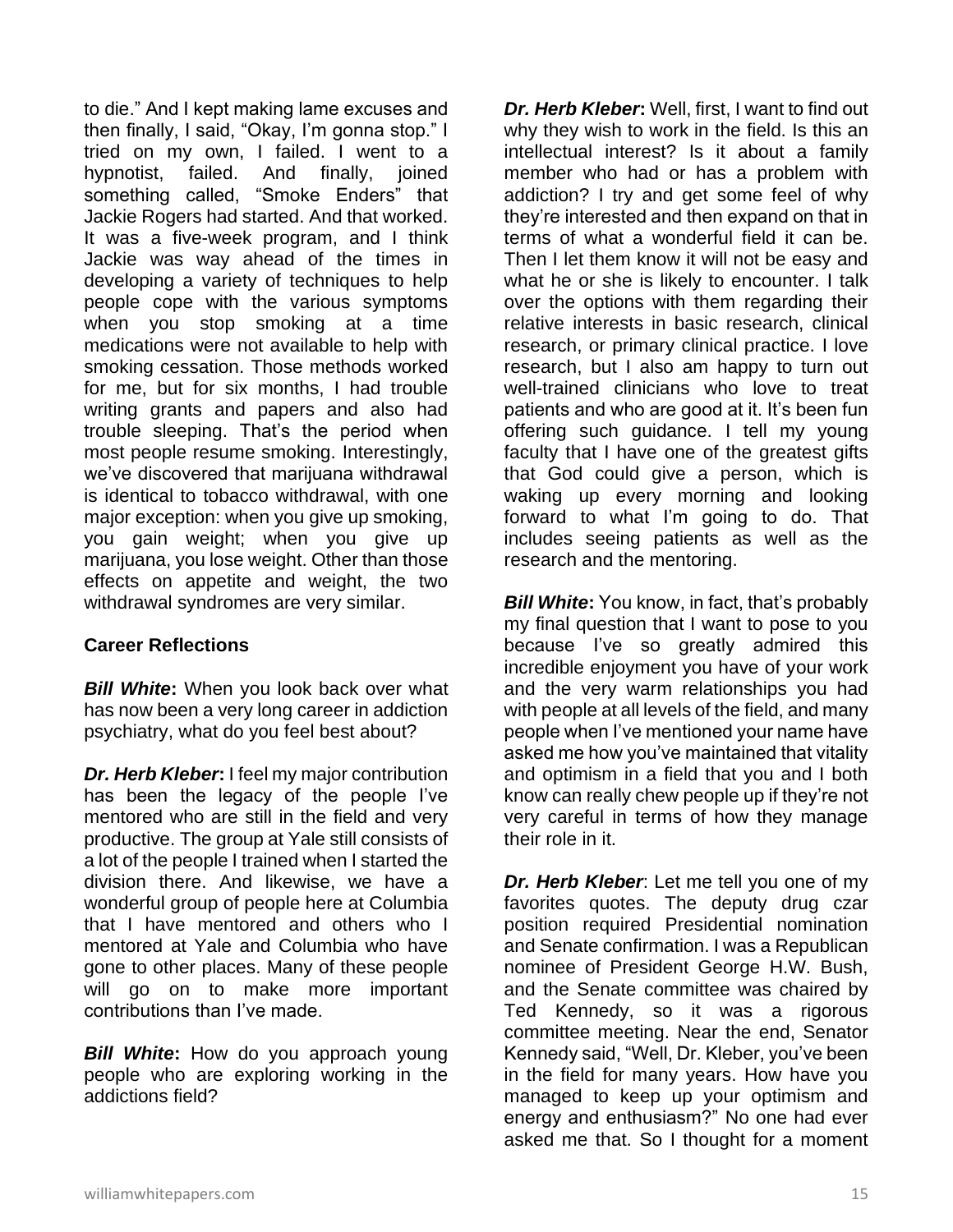to die." And I kept making lame excuses and then finally, I said, "Okay, I'm gonna stop." I tried on my own, I failed. I went to a hypnotist, failed. And finally, joined something called, "Smoke Enders" that Jackie Rogers had started. And that worked. It was a five-week program, and I think Jackie was way ahead of the times in developing a variety of techniques to help people cope with the various symptoms when you stop smoking at a time medications were not available to help with smoking cessation. Those methods worked for me, but for six months, I had trouble writing grants and papers and also had trouble sleeping. That's the period when most people resume smoking. Interestingly, we've discovered that marijuana withdrawal is identical to tobacco withdrawal, with one major exception: when you give up smoking, you gain weight; when you give up marijuana, you lose weight. Other than those effects on appetite and weight, the two withdrawal syndromes are very similar.

**Career Reflections**

***Bill White*:** When you look back over what has now been a very long career in addiction psychiatry, what do you feel best about?

***Dr. Herb Kleber*:** I feel my major contribution has been the legacy of the people I've mentored who are still in the field and very productive. The group at Yale still consists of a lot of the people I trained when I started the division there. And likewise, we have a wonderful group of people here at Columbia that I have mentored and others who I mentored at Yale and Columbia who have gone to other places. Many of these people will go on to make more important contributions than I've made.

***Bill White*:** How do you approach young people who are exploring working in the addictions field?

***Dr. Herb Kleber*:** Well, first, I want to find out why they wish to work in the field. Is this an intellectual interest? Is it about a family member who had or has a problem with addiction? I try and get some feel of why they're interested and then expand on that in terms of what a wonderful field it can be. Then I let them know it will not be easy and what he or she is likely to encounter. I talk over the options with them regarding their relative interests in basic research, clinical research, or primary clinical practice. I love research, but I also am happy to turn out well-trained clinicians who love to treat patients and who are good at it. It's been fun offering such guidance. I tell my young faculty that I have one of the greatest gifts that God could give a person, which is waking up every morning and looking forward to what I'm going to do. That includes seeing patients as well as the research and the mentoring.

***Bill White*:** You know, in fact, that's probably my final question that I want to pose to you because I've so greatly admired this incredible enjoyment you have of your work and the very warm relationships you had with people at all levels of the field, and many people when I've mentioned your name have asked me how you've maintained that vitality and optimism in a field that you and I both know can really chew people up if they're not very careful in terms of how they manage their role in it.

***Dr. Herb Kleber***: Let me tell you one of my favorites quotes. The deputy drug czar position required Presidential nomination and Senate confirmation. I was a Republican nominee of President George H.W. Bush, and the Senate committee was chaired by Ted Kennedy, so it was a rigorous committee meeting. Near the end, Senator Kennedy said, "Well, Dr. Kleber, you've been in the field for many years. How have you managed to keep up your optimism and energy and enthusiasm?" No one had ever asked me that. So I thought for a moment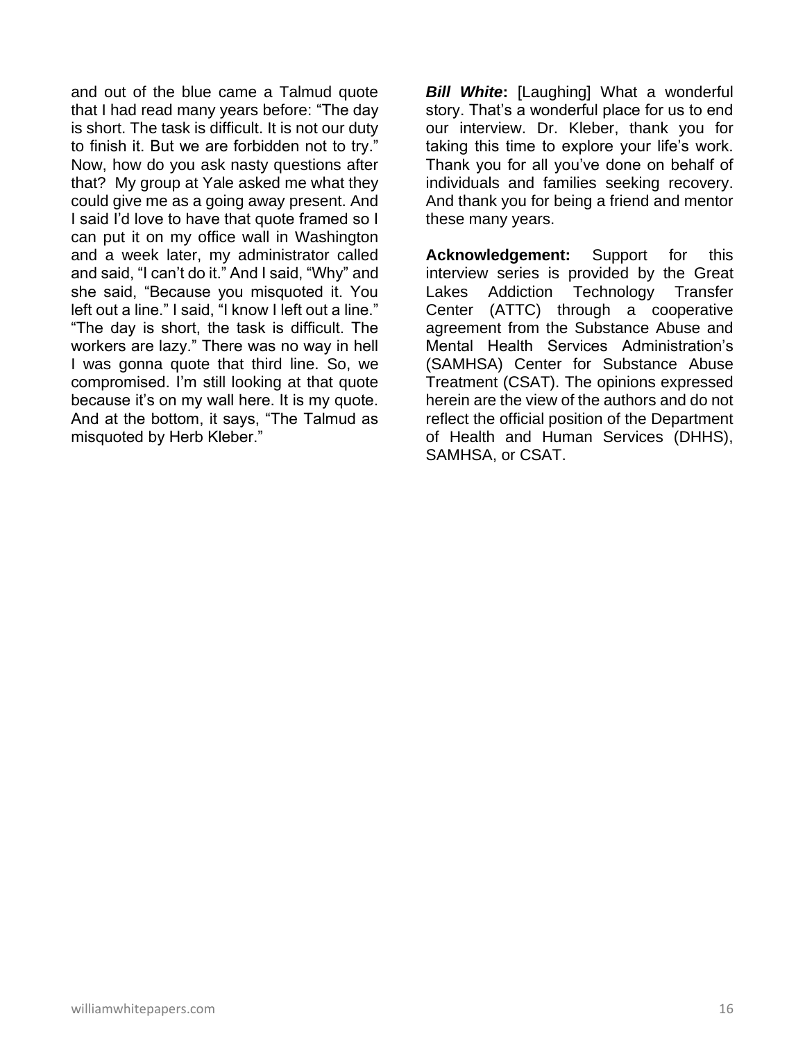and out of the blue came a Talmud quote that I had read many years before: "The day is short. The task is difficult. It is not our duty to finish it. But we are forbidden not to try." Now, how do you ask nasty questions after that? My group at Yale asked me what they could give me as a going away present. And I said I'd love to have that quote framed so I can put it on my office wall in Washington and a week later, my administrator called and said, "I can't do it." And I said, "Why" and she said, "Because you misquoted it. You left out a line." I said, "I know I left out a line." "The day is short, the task is difficult. The workers are lazy." There was no way in hell I was gonna quote that third line. So, we compromised. I'm still looking at that quote because it's on my wall here. It is my quote. And at the bottom, it says, "The Talmud as misquoted by Herb Kleber."

***Bill White*:** [Laughing] What a wonderful story. That's a wonderful place for us to end our interview. Dr. Kleber, thank you for taking this time to explore your life's work. Thank you for all you've done on behalf of individuals and families seeking recovery. And thank you for being a friend and mentor these many years.

**Acknowledgement:** Support for this interview series is provided by the Great Lakes Addiction Technology Transfer Center (ATTC) through a cooperative agreement from the Substance Abuse and Mental Health Services Administration's (SAMHSA) Center for Substance Abuse Treatment (CSAT). The opinions expressed herein are the view of the authors and do not reflect the official position of the Department of Health and Human Services (DHHS), SAMHSA, or CSAT.